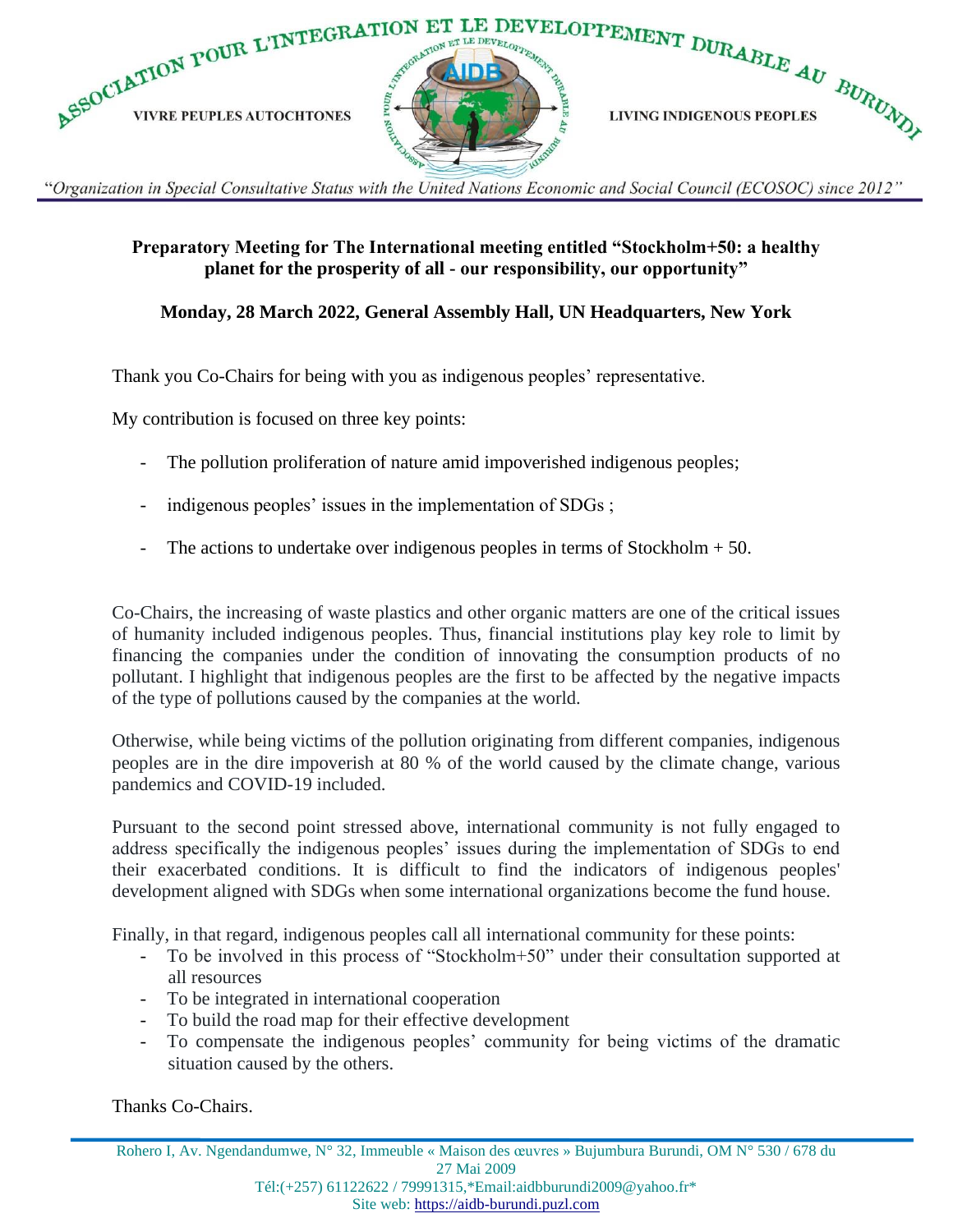**Preparatory Meeting for The International meeting entitled "Stockholm+50: a healthy planet for the prosperity of all - our responsibility, our opportunity"**

**Monday, 28 March 2022, General Assembly Hall, UN Headquarters, New York**

Thank you Co-Chairs for being with you as indigenous peoples' representative.

My contribution is focused on three key points:

- The pollution proliferation of nature amid impoverished indigenous peoples;
- indigenous peoples' issues in the implementation of SDGs ;
- The actions to undertake over indigenous peoples in terms of Stockholm + 50.

Co-Chairs, the increasing of waste plastics and other organic matters are one of the critical issues of humanity included indigenous peoples. Thus, financial institutions play key role to limit by financing the companies under the condition of innovating the consumption products of no pollutant. I highlight that indigenous peoples are the first to be affected by the negative impacts of the type of pollutions caused by the companies at the world.

Otherwise, while being victims of the pollution originating from different companies, indigenous peoples are in the dire impoverish at 80 % of the world caused by the climate change, various pandemics and COVID-19 included.

Pursuant to the second point stressed above, international community is not fully engaged to address specifically the indigenous peoples' issues during the implementation of SDGs to end their exacerbated conditions. It is difficult to find the indicators of indigenous peoples' development aligned with SDGs when some international organizations become the fund house.

Finally, in that regard, indigenous peoples call all international community for these points:

- To be involved in this process of "Stockholm+50" under their consultation supported at all resources
- To be integrated in international cooperation
- To build the road map for their effective development
- To compensate the indigenous peoples' community for being victims of the dramatic situation caused by the others.

Thanks Co-Chairs.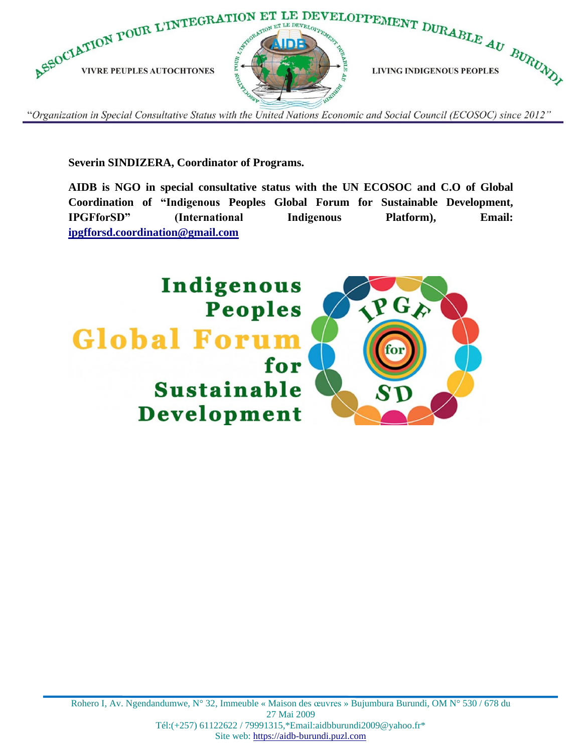ASSOCIATION POUR L'INTEGRATION ET LE DEVELOPPEMENT DURABLE AU BURUNDI

VIVRE PEUPLES AUTOCHTONES — LIVING INDIGENOUS PEOPLES

*"Organization in Special Consultative Status with the United Nations Economic and Social Council (ECOSOC) since 2012"*

**Severin SINDIZERA, Coordinator of Programs.**

**AIDB is NGO in special consultative status with the UN ECOSOC and C.O of Global Coordination of "Indigenous Peoples Global Forum for Sustainable Development, IPGFforSD" (International Indigenous Platform), Email: ipgfforsd.coordination@gmail.com**

Indigenous Peoples Global Forum for Sustainable Development

IPGF for SD

Rohero I, Av. Ngendandumwe, N° 32, Immeuble « Maison des œuvres » Bujumbura Burundi, OM N° 530 / 678 du 27 Mai 2009
Tél:(+257) 61122622 / 79991315,*Email:aidbburundi2009@yahoo.fr*
Site web: https://aidb-burundi.puzl.com